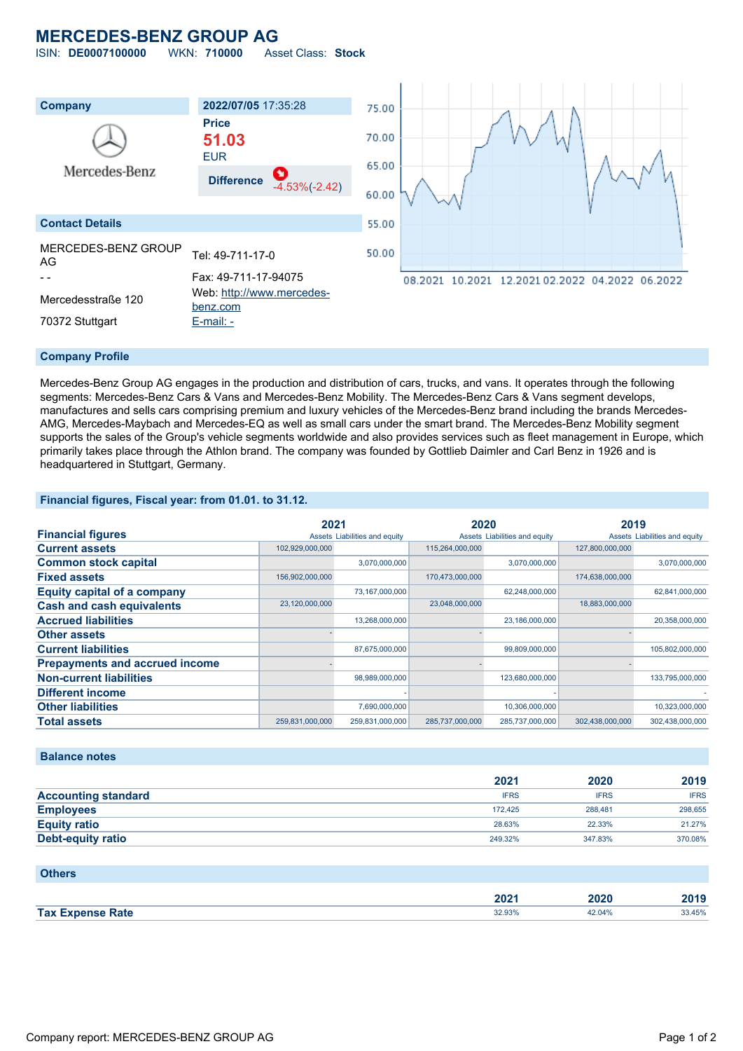# MERCEDES-BENZ GROUP AG

ISIN: **DE0007100000** WKN: **710000** Asset Class: **Stock**

| Company | 2022/07/05 17:35:28 |
|---|---|
| Mercedes-Benz | **Price** |
| | **51.03** |
| | EUR |
| | **Difference** -4.53%(-2.42) |

## Contact Details

MERCEDES-BENZ GROUP AG
- -
Mercedesstraße 120
70372 Stuttgart

Tel: 49-711-17-0
Fax: 49-711-17-94075
Web: http://www.mercedes-benz.com
E-mail: -

## Company Profile

Mercedes-Benz Group AG engages in the production and distribution of cars, trucks, and vans. It operates through the following segments: Mercedes-Benz Cars & Vans and Mercedes-Benz Mobility. The Mercedes-Benz Cars & Vans segment develops, manufactures and sells cars comprising premium and luxury vehicles of the Mercedes-Benz brand including the brands Mercedes-AMG, Mercedes-Maybach and Mercedes-EQ as well as small cars under the smart brand. The Mercedes-Benz Mobility segment supports the sales of the Group's vehicle segments worldwide and also provides services such as fleet management in Europe, which primarily takes place through the Athlon brand. The company was founded by Gottlieb Daimler and Carl Benz in 1926 and is headquartered in Stuttgart, Germany.

## Financial figures, Fiscal year: from 01.01. to 31.12.

| Financial figures | 2021 | | 2020 | | 2019 | |
|---|---|---|---|---|---|---|
| | Assets | Liabilities and equity | Assets | Liabilities and equity | Assets | Liabilities and equity |
| **Current assets** | 102,929,000,000 | | 115,264,000,000 | | 127,800,000,000 | |
| **Common stock capital** | | 3,070,000,000 | | 3,070,000,000 | | 3,070,000,000 |
| **Fixed assets** | 156,902,000,000 | | 170,473,000,000 | | 174,638,000,000 | |
| **Equity capital of a company** | | 73,167,000,000 | | 62,248,000,000 | | 62,841,000,000 |
| **Cash and cash equivalents** | 23,120,000,000 | | 23,048,000,000 | | 18,883,000,000 | |
| **Accrued liabilities** | | 13,268,000,000 | | 23,186,000,000 | | 20,358,000,000 |
| **Other assets** | - | | - | | - | |
| **Current liabilities** | | 87,675,000,000 | | 99,809,000,000 | | 105,802,000,000 |
| **Prepayments and accrued income** | - | | - | | - | |
| **Non-current liabilities** | | 98,989,000,000 | | 123,680,000,000 | | 133,795,000,000 |
| **Different income** | | - | | - | | - |
| **Other liabilities** | | 7,690,000,000 | | 10,306,000,000 | | 10,323,000,000 |
| **Total assets** | 259,831,000,000 | 259,831,000,000 | 285,737,000,000 | 285,737,000,000 | 302,438,000,000 | 302,438,000,000 |

## Balance notes

| | 2021 | 2020 | 2019 |
|---|---|---|---|
| **Accounting standard** | IFRS | IFRS | IFRS |
| **Employees** | 172,425 | 288,481 | 298,655 |
| **Equity ratio** | 28.63% | 22.33% | 21.27% |
| **Debt-equity ratio** | 249.32% | 347.83% | 370.08% |

## Others

| | 2021 | 2020 | 2019 |
|---|---|---|---|
| **Tax Expense Rate** | 32.93% | 42.04% | 33.45% |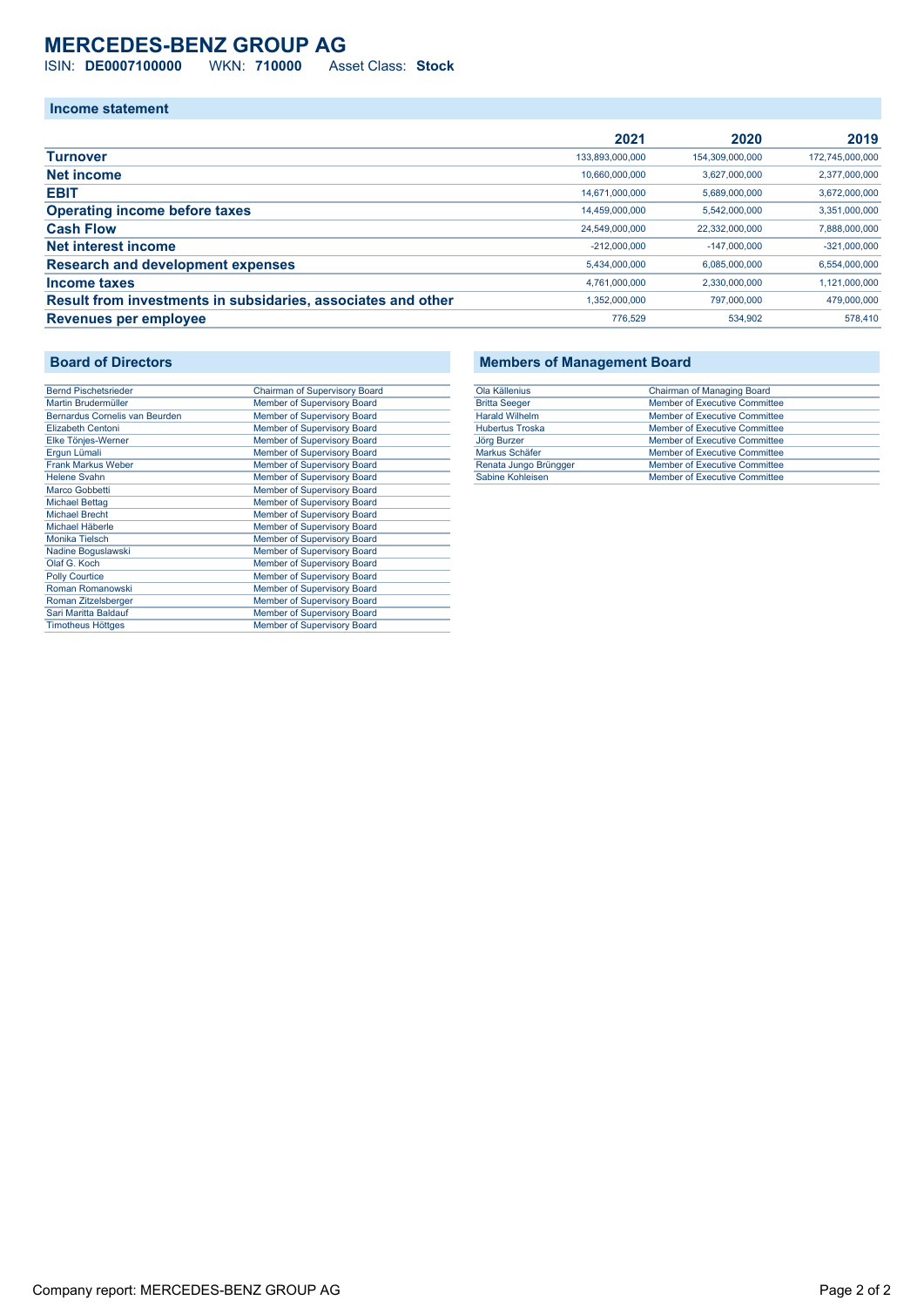# MERCEDES-BENZ GROUP AG

ISIN: **DE0007100000** WKN: **710000** Asset Class: **Stock**

## Income statement

| | 2021 | 2020 | 2019 |
|---|---|---|---|
| **Turnover** | 133,893,000,000 | 154,309,000,000 | 172,745,000,000 |
| **Net income** | 10,660,000,000 | 3,627,000,000 | 2,377,000,000 |
| **EBIT** | 14,671,000,000 | 5,689,000,000 | 3,672,000,000 |
| **Operating income before taxes** | 14,459,000,000 | 5,542,000,000 | 3,351,000,000 |
| **Cash Flow** | 24,549,000,000 | 22,332,000,000 | 7,888,000,000 |
| **Net interest income** | -212,000,000 | -147,000,000 | -321,000,000 |
| **Research and development expenses** | 5,434,000,000 | 6,085,000,000 | 6,554,000,000 |
| **Income taxes** | 4,761,000,000 | 2,330,000,000 | 1,121,000,000 |
| **Result from investments in subsidaries, associates and other** | 1,352,000,000 | 797,000,000 | 479,000,000 |
| **Revenues per employee** | 776,529 | 534,902 | 578,410 |

## Board of Directors

| | |
|---|---|
| Bernd Pischetsrieder | Chairman of Supervisory Board |
| Martin Brudermüller | Member of Supervisory Board |
| Bernardus Cornelis van Beurden | Member of Supervisory Board |
| Elizabeth Centoni | Member of Supervisory Board |
| Elke Tönjes-Werner | Member of Supervisory Board |
| Ergun Lümali | Member of Supervisory Board |
| Frank Markus Weber | Member of Supervisory Board |
| Helene Svahn | Member of Supervisory Board |
| Marco Gobbetti | Member of Supervisory Board |
| Michael Bettag | Member of Supervisory Board |
| Michael Brecht | Member of Supervisory Board |
| Michael Häberle | Member of Supervisory Board |
| Monika Tielsch | Member of Supervisory Board |
| Nadine Boguslawski | Member of Supervisory Board |
| Olaf G. Koch | Member of Supervisory Board |
| Polly Courtice | Member of Supervisory Board |
| Roman Romanowski | Member of Supervisory Board |
| Roman Zitzelsberger | Member of Supervisory Board |
| Sari Maritta Baldauf | Member of Supervisory Board |
| Timotheus Höttges | Member of Supervisory Board |

## Members of Management Board

| | |
|---|---|
| Ola Källenius | Chairman of Managing Board |
| Britta Seeger | Member of Executive Committee |
| Harald Wilhelm | Member of Executive Committee |
| Hubertus Troska | Member of Executive Committee |
| Jörg Burzer | Member of Executive Committee |
| Markus Schäfer | Member of Executive Committee |
| Renata Jungo Brüngger | Member of Executive Committee |
| Sabine Kohleisen | Member of Executive Committee |